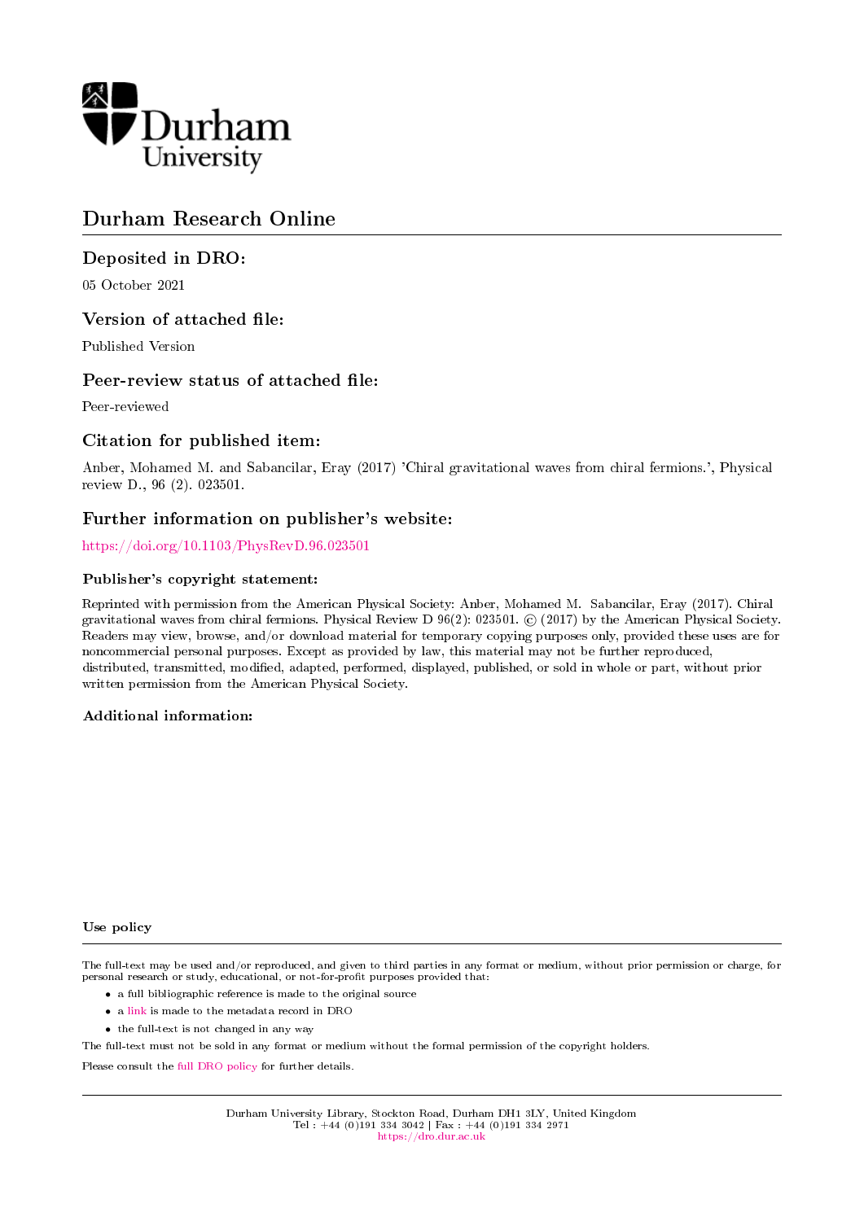Durham University

# Durham Research Online

## Deposited in DRO:

05 October 2021

## Version of attached file:

Published Version

## Peer-review status of attached file:

Peer-reviewed

## Citation for published item:

Anber, Mohamed M. and Sabancilar, Eray (2017) 'Chiral gravitational waves from chiral fermions.', Physical review D., 96 (2). 023501.

## Further information on publisher's website:

https://doi.org/10.1103/PhysRevD.96.023501

### Publisher's copyright statement:

Reprinted with permission from the American Physical Society: Anber, Mohamed M. Sabancilar, Eray (2017). Chiral gravitational waves from chiral fermions. Physical Review D 96(2): 023501. © (2017) by the American Physical Society. Readers may view, browse, and/or download material for temporary copying purposes only, provided these uses are for noncommercial personal purposes. Except as provided by law, this material may not be further reproduced, distributed, transmitted, modified, adapted, performed, displayed, published, or sold in whole or part, without prior written permission from the American Physical Society.

### Additional information:

### Use policy

The full-text may be used and/or reproduced, and given to third parties in any format or medium, without prior permission or charge, for personal research or study, educational, or not-for-profit purposes provided that:

- a full bibliographic reference is made to the original source
- a link is made to the metadata record in DRO
- the full-text is not changed in any way

The full-text must not be sold in any format or medium without the formal permission of the copyright holders.

Please consult the full DRO policy for further details.

Durham University Library, Stockton Road, Durham DH1 3LY, United Kingdom
Tel : +44 (0)191 334 3042 | Fax : +44 (0)191 334 2971
https://dro.dur.ac.uk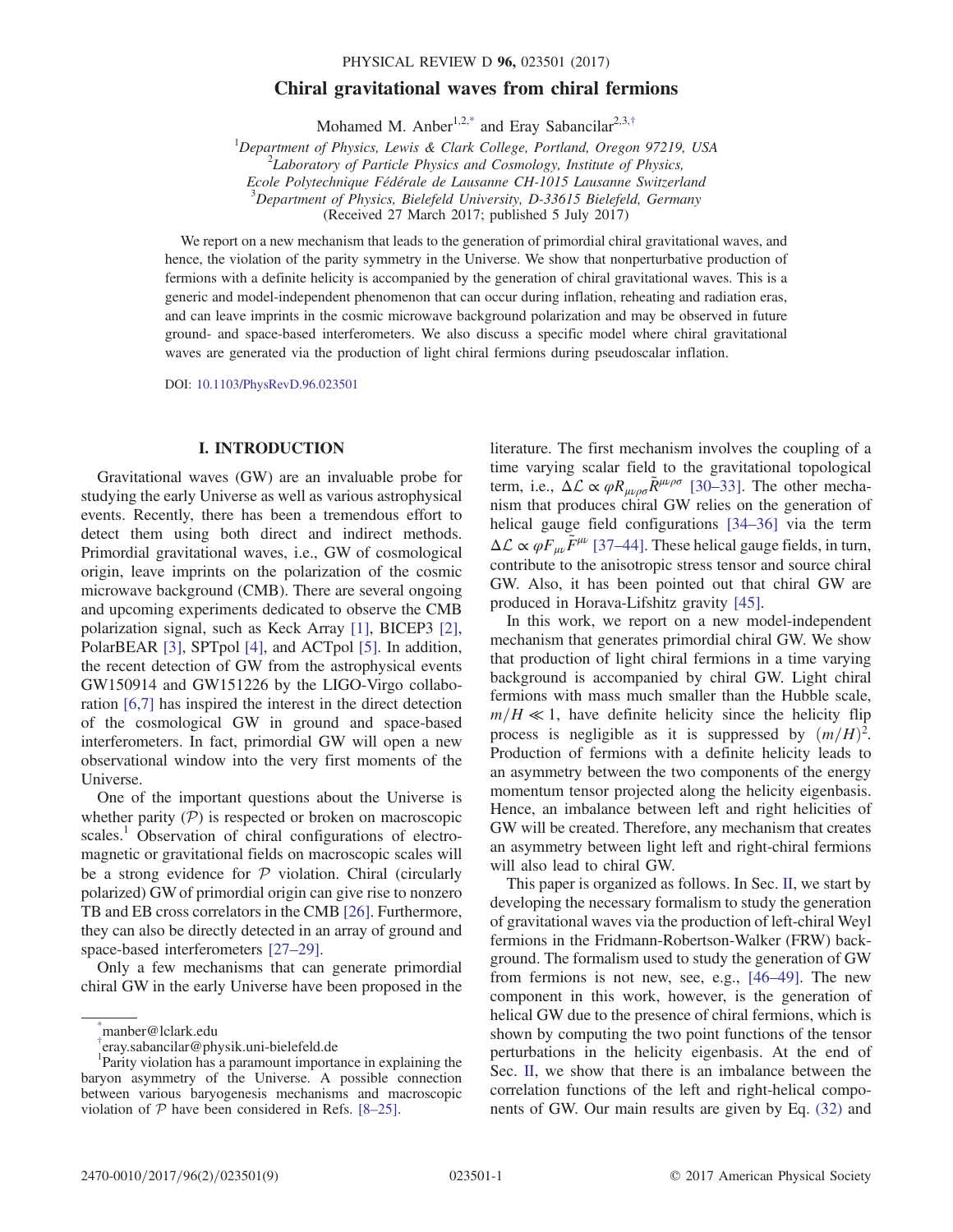# Chiral gravitational waves from chiral fermions

Mohamed M. Anber[1,2,*] and Eray Sabancilar[2,3,†]

[1]Department of Physics, Lewis & Clark College, Portland, Oregon 97219, USA
[2]Laboratory of Particle Physics and Cosmology, Institute of Physics, Ecole Polytechnique Fédérale de Lausanne CH-1015 Lausanne Switzerland
[3]Department of Physics, Bielefeld University, D-33615 Bielefeld, Germany

(Received 27 March 2017; published 5 July 2017)

We report on a new mechanism that leads to the generation of primordial chiral gravitational waves, and hence, the violation of the parity symmetry in the Universe. We show that nonperturbative production of fermions with a definite helicity is accompanied by the generation of chiral gravitational waves. This is a generic and model-independent phenomenon that can occur during inflation, reheating and radiation eras, and can leave imprints in the cosmic microwave background polarization and may be observed in future ground- and space-based interferometers. We also discuss a specific model where chiral gravitational waves are generated via the production of light chiral fermions during pseudoscalar inflation.

DOI: 10.1103/PhysRevD.96.023501

## I. INTRODUCTION

Gravitational waves (GW) are an invaluable probe for studying the early Universe as well as various astrophysical events. Recently, there has been a tremendous effort to detect them using both direct and indirect methods. Primordial gravitational waves, i.e., GW of cosmological origin, leave imprints on the polarization of the cosmic microwave background (CMB). There are several ongoing and upcoming experiments dedicated to observe the CMB polarization signal, such as Keck Array [1], BICEP3 [2], PolarBEAR [3], SPTpol [4], and ACTpol [5]. In addition, the recent detection of GW from the astrophysical events GW150914 and GW151226 by the LIGO-Virgo collaboration [6,7] has inspired the interest in the direct detection of the cosmological GW in ground and space-based interferometers. In fact, primordial GW will open a new observational window into the very first moments of the Universe.

One of the important questions about the Universe is whether parity ($\mathcal{P}$) is respected or broken on macroscopic scales.[1] Observation of chiral configurations of electromagnetic or gravitational fields on macroscopic scales will be a strong evidence for $\mathcal{P}$ violation. Chiral (circularly polarized) GW of primordial origin can give rise to nonzero TB and EB cross correlators in the CMB [26]. Furthermore, they can also be directly detected in an array of ground and space-based interferometers [27–29].

Only a few mechanisms that can generate primordial chiral GW in the early Universe have been proposed in the literature. The first mechanism involves the coupling of a time varying scalar field to the gravitational topological term, i.e., $\Delta\mathcal{L} \propto \varphi R_{\mu\nu\rho\sigma}\tilde{R}^{\mu\nu\rho\sigma}$ [30–33]. The other mechanism that produces chiral GW relies on the generation of helical gauge field configurations [34–36] via the term $\Delta\mathcal{L} \propto \varphi F_{\mu\nu}\tilde{F}^{\mu\nu}$ [37–44]. These helical gauge fields, in turn, contribute to the anisotropic stress tensor and source chiral GW. Also, it has been pointed out that chiral GW are produced in Horava-Lifshitz gravity [45].

In this work, we report on a new model-independent mechanism that generates primordial chiral GW. We show that production of light chiral fermions in a time varying background is accompanied by chiral GW. Light chiral fermions with mass much smaller than the Hubble scale, $m/H \ll 1$, have definite helicity since the helicity flip process is negligible as it is suppressed by $(m/H)^2$. Production of fermions with a definite helicity leads to an asymmetry between the two components of the energy momentum tensor projected along the helicity eigenbasis. Hence, an imbalance between left and right helicities of GW will be created. Therefore, any mechanism that creates an asymmetry between light left and right-chiral fermions will also lead to chiral GW.

This paper is organized as follows. In Sec. II, we start by developing the necessary formalism to study the generation of gravitational waves via the production of left-chiral Weyl fermions in the Fridmann-Robertson-Walker (FRW) background. The formalism used to study the generation of GW from fermions is not new, see, e.g., [46–49]. The new component in this work, however, is the generation of helical GW due to the presence of chiral fermions, which is shown by computing the two point functions of the tensor perturbations in the helicity eigenbasis. At the end of Sec. II, we show that there is an imbalance between the correlation functions of the left and right-helical components of GW. Our main results are given by Eq. (32) and

---

*manber@lclark.edu
†eray.sabancilar@physik.uni-bielefeld.de
[1]Parity violation has a paramount importance in explaining the baryon asymmetry of the Universe. A possible connection between various baryogenesis mechanisms and macroscopic violation of $\mathcal{P}$ have been considered in Refs. [8–25].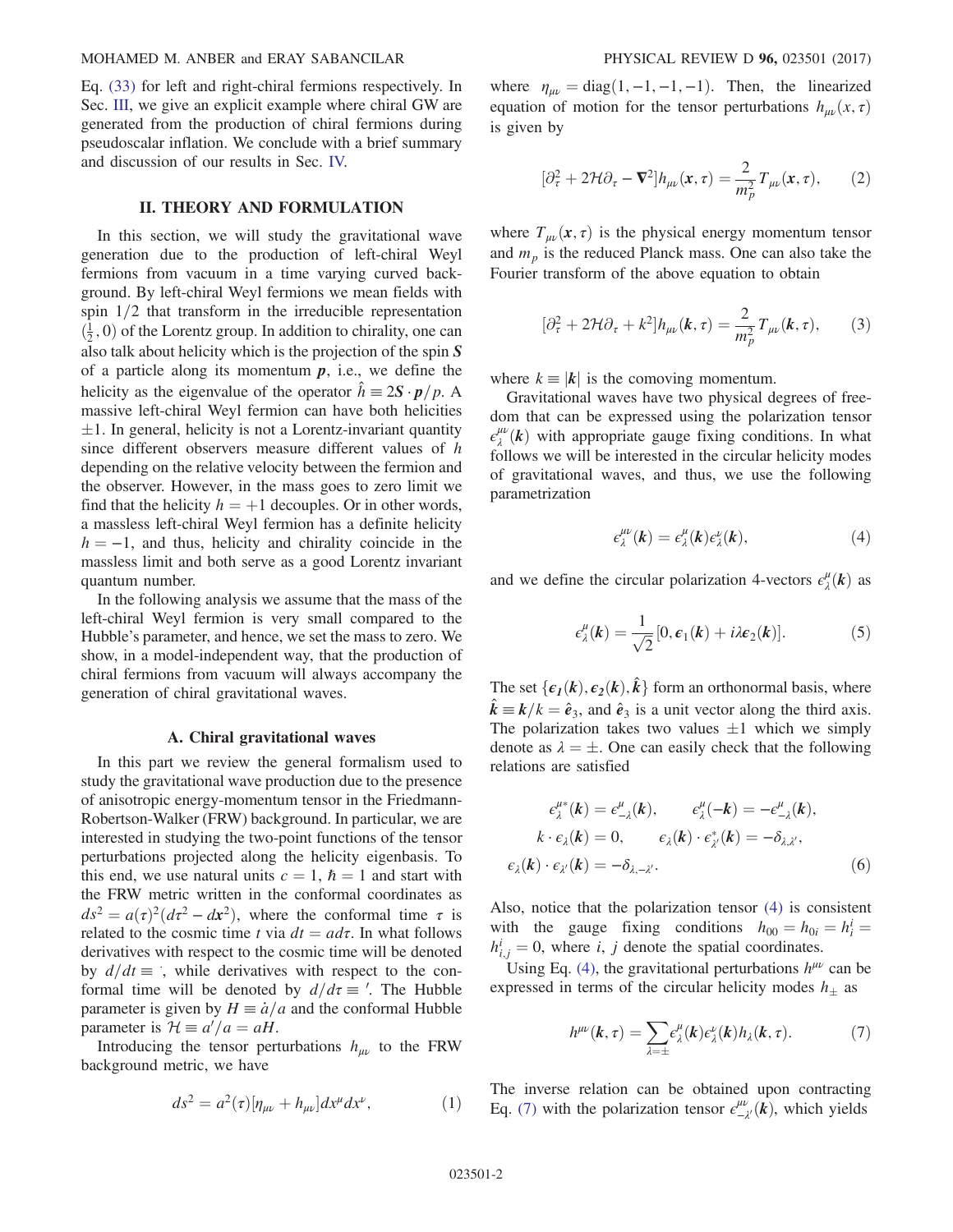Eq. (33) for left and right-chiral fermions respectively. In Sec. III, we give an explicit example where chiral GW are generated from the production of chiral fermions during pseudoscalar inflation. We conclude with a brief summary and discussion of our results in Sec. IV.

## II. THEORY AND FORMULATION

In this section, we will study the gravitational wave generation due to the production of left-chiral Weyl fermions from vacuum in a time varying curved background. By left-chiral Weyl fermions we mean fields with spin $1/2$ that transform in the irreducible representation $(\frac{1}{2}, 0)$ of the Lorentz group. In addition to chirality, one can also talk about helicity which is the projection of the spin $\boldsymbol{S}$ of a particle along its momentum $\boldsymbol{p}$, i.e., we define the helicity as the eigenvalue of the operator $\hat{h} \equiv 2\boldsymbol{S} \cdot \boldsymbol{p}/p$. A massive left-chiral Weyl fermion can have both helicities $\pm 1$. In general, helicity is not a Lorentz-invariant quantity since different observers measure different values of $h$ depending on the relative velocity between the fermion and the observer. However, in the mass goes to zero limit we find that the helicity $h = +1$ decouples. Or in other words, a massless left-chiral Weyl fermion has a definite helicity $h = -1$, and thus, helicity and chirality coincide in the massless limit and both serve as a good Lorentz invariant quantum number.

In the following analysis we assume that the mass of the left-chiral Weyl fermion is very small compared to the Hubble's parameter, and hence, we set the mass to zero. We show, in a model-independent way, that the production of chiral fermions from vacuum will always accompany the generation of chiral gravitational waves.

### A. Chiral gravitational waves

In this part we review the general formalism used to study the gravitational wave production due to the presence of anisotropic energy-momentum tensor in the Friedmann-Robertson-Walker (FRW) background. In particular, we are interested in studying the two-point functions of the tensor perturbations projected along the helicity eigenbasis. To this end, we use natural units $c = 1$, $\hbar = 1$ and start with the FRW metric written in the conformal coordinates as $ds^2 = a(\tau)^2(d\tau^2 - d\boldsymbol{x}^2)$, where the conformal time $\tau$ is related to the cosmic time $t$ via $dt = a d\tau$. In what follows derivatives with respect to the cosmic time will be denoted by $d/dt \equiv \dot{}$, while derivatives with respect to the conformal time will be denoted by $d/d\tau \equiv {}'$. The Hubble parameter is given by $H \equiv \dot{a}/a$ and the conformal Hubble parameter is $\mathcal{H} \equiv a'/a = aH$.

Introducing the tensor perturbations $h_{\mu\nu}$ to the FRW background metric, we have

$$ds^2 = a^2(\tau)[\eta_{\mu\nu} + h_{\mu\nu}]dx^\mu dx^\nu, \tag{1}$$

where $\eta_{\mu\nu} = \mathrm{diag}(1, -1, -1, -1)$. Then, the linearized equation of motion for the tensor perturbations $h_{\mu\nu}(x, \tau)$ is given by

$$[\partial_\tau^2 + 2\mathcal{H}\partial_\tau - \boldsymbol{\nabla}^2]h_{\mu\nu}(\boldsymbol{x}, \tau) = \frac{2}{m_p^2} T_{\mu\nu}(\boldsymbol{x}, \tau), \tag{2}$$

where $T_{\mu\nu}(\boldsymbol{x}, \tau)$ is the physical energy momentum tensor and $m_p$ is the reduced Planck mass. One can also take the Fourier transform of the above equation to obtain

$$[\partial_\tau^2 + 2\mathcal{H}\partial_\tau + k^2]h_{\mu\nu}(\boldsymbol{k}, \tau) = \frac{2}{m_p^2} T_{\mu\nu}(\boldsymbol{k}, \tau), \tag{3}$$

where $k \equiv |\boldsymbol{k}|$ is the comoving momentum.

Gravitational waves have two physical degrees of freedom that can be expressed using the polarization tensor $\epsilon_\lambda^{\mu\nu}(\boldsymbol{k})$ with appropriate gauge fixing conditions. In what follows we will be interested in the circular helicity modes of gravitational waves, and thus, we use the following parametrization

$$\epsilon_\lambda^{\mu\nu}(\boldsymbol{k}) = \epsilon_\lambda^\mu(\boldsymbol{k})\epsilon_\lambda^\nu(\boldsymbol{k}), \tag{4}$$

and we define the circular polarization 4-vectors $\epsilon_\lambda^\mu(\boldsymbol{k})$ as

$$\epsilon_\lambda^\mu(\boldsymbol{k}) = \frac{1}{\sqrt{2}}[0, \boldsymbol{\epsilon}_1(\boldsymbol{k}) + i\lambda\boldsymbol{\epsilon}_2(\boldsymbol{k})]. \tag{5}$$

The set $\{\boldsymbol{\epsilon_1}(\boldsymbol{k}), \boldsymbol{\epsilon_2}(\boldsymbol{k}), \hat{\boldsymbol{k}}\}$ form an orthonormal basis, where $\hat{\boldsymbol{k}} \equiv \boldsymbol{k}/k = \hat{\boldsymbol{e}}_3$, and $\hat{\boldsymbol{e}}_3$ is a unit vector along the third axis. The polarization takes two values $\pm 1$ which we simply denote as $\lambda = \pm$. One can easily check that the following relations are satisfied

$$\begin{gathered}
\epsilon_\lambda^{\mu *}(\boldsymbol{k}) = \epsilon_{-\lambda}^\mu(\boldsymbol{k}), \qquad \epsilon_\lambda^\mu(-\boldsymbol{k}) = -\epsilon_{-\lambda}^\mu(\boldsymbol{k}), \\
k \cdot \epsilon_\lambda(\boldsymbol{k}) = 0, \qquad \epsilon_\lambda(\boldsymbol{k}) \cdot \epsilon_{\lambda'}^*(\boldsymbol{k}) = -\delta_{\lambda,\lambda'}, \\
\epsilon_\lambda(\boldsymbol{k}) \cdot \epsilon_{\lambda'}(\boldsymbol{k}) = -\delta_{\lambda,-\lambda'}.
\end{gathered} \tag{6}$$

Also, notice that the polarization tensor (4) is consistent with the gauge fixing conditions $h_{00} = h_{0i} = h_i^i = h_{i,j}^i = 0$, where $i$, $j$ denote the spatial coordinates.

Using Eq. (4), the gravitational perturbations $h^{\mu\nu}$ can be expressed in terms of the circular helicity modes $h_\pm$ as

$$h^{\mu\nu}(\boldsymbol{k}, \tau) = \sum_{\lambda=\pm} \epsilon_\lambda^\mu(\boldsymbol{k})\epsilon_\lambda^\nu(\boldsymbol{k})h_\lambda(\boldsymbol{k}, \tau). \tag{7}$$

The inverse relation can be obtained upon contracting Eq. (7) with the polarization tensor $\epsilon_{-\lambda'}^{\mu\nu}(\boldsymbol{k})$, which yields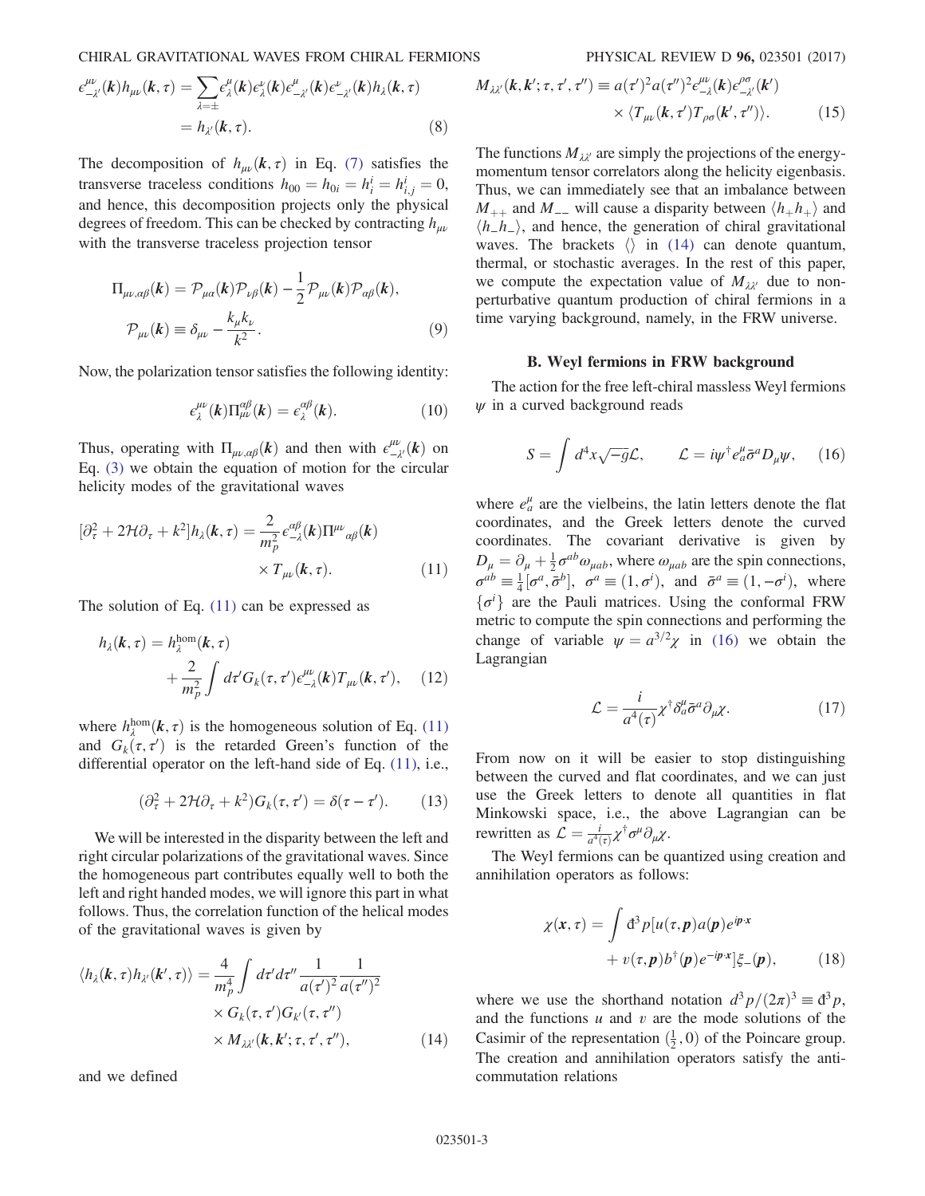$$
\begin{aligned}
\epsilon^{\mu\nu}_{-\lambda'}(\boldsymbol{k})h_{\mu\nu}(\boldsymbol{k},\tau) &= \sum_{\lambda=\pm}\epsilon^{\mu}_{\lambda}(\boldsymbol{k})\epsilon^{\nu}_{\lambda}(\boldsymbol{k})\epsilon^{\mu}_{-\lambda'}(\boldsymbol{k})\epsilon^{\nu}_{-\lambda'}(\boldsymbol{k})h_{\lambda}(\boldsymbol{k},\tau) \\
&= h_{\lambda'}(\boldsymbol{k},\tau). \qquad (8)
\end{aligned}
$$

The decomposition of $h_{\mu\nu}(\boldsymbol{k},\tau)$ in Eq. (7) satisfies the transverse traceless conditions $h_{00} = h_{0i} = h^i_i = h^i_{i,j} = 0$, and hence, this decomposition projects only the physical degrees of freedom. This can be checked by contracting $h_{\mu\nu}$ with the transverse traceless projection tensor

$$
\Pi_{\mu\nu,\alpha\beta}(\boldsymbol{k}) = \mathcal{P}_{\mu\alpha}(\boldsymbol{k})\mathcal{P}_{\nu\beta}(\boldsymbol{k}) - \frac{1}{2}\mathcal{P}_{\mu\nu}(\boldsymbol{k})\mathcal{P}_{\alpha\beta}(\boldsymbol{k}),
$$
$$
\mathcal{P}_{\mu\nu}(\boldsymbol{k}) \equiv \delta_{\mu\nu} - \frac{k_\mu k_\nu}{k^2}. \qquad (9)
$$

Now, the polarization tensor satisfies the following identity:

$$
\epsilon^{\mu\nu}_{\lambda}(\boldsymbol{k})\Pi^{\alpha\beta}_{\mu\nu}(\boldsymbol{k}) = \epsilon^{\alpha\beta}_{\lambda}(\boldsymbol{k}). \qquad (10)
$$

Thus, operating with $\Pi_{\mu\nu,\alpha\beta}(\boldsymbol{k})$ and then with $\epsilon^{\mu\nu}_{-\lambda'}(\boldsymbol{k})$ on Eq. (3) we obtain the equation of motion for the circular helicity modes of the gravitational waves

$$
[\partial^2_\tau + 2\mathcal{H}\partial_\tau + k^2]h_\lambda(\boldsymbol{k},\tau) = \frac{2}{m_p^2}\epsilon^{\alpha\beta}_{-\lambda}(\boldsymbol{k})\Pi^{\mu\nu}{}_{\alpha\beta}(\boldsymbol{k}) \times T_{\mu\nu}(\boldsymbol{k},\tau). \qquad (11)
$$

The solution of Eq. (11) can be expressed as

$$
h_\lambda(\boldsymbol{k},\tau) = h^{\text{hom}}_\lambda(\boldsymbol{k},\tau) + \frac{2}{m_p^2}\int d\tau' G_k(\tau,\tau')\epsilon^{\mu\nu}_{-\lambda}(\boldsymbol{k})T_{\mu\nu}(\boldsymbol{k},\tau'), \qquad (12)
$$

where $h^{\text{hom}}_\lambda(\boldsymbol{k},\tau)$ is the homogeneous solution of Eq. (11) and $G_k(\tau,\tau')$ is the retarded Green's function of the differential operator on the left-hand side of Eq. (11), i.e.,

$$
(\partial^2_\tau + 2\mathcal{H}\partial_\tau + k^2)G_k(\tau,\tau') = \delta(\tau-\tau'). \qquad (13)
$$

We will be interested in the disparity between the left and right circular polarizations of the gravitational waves. Since the homogeneous part contributes equally well to both the left and right handed modes, we will ignore this part in what follows. Thus, the correlation function of the helical modes of the gravitational waves is given by

$$
\begin{aligned}
\langle h_\lambda(\boldsymbol{k},\tau)h_{\lambda'}(\boldsymbol{k}',\tau)\rangle = \frac{4}{m_p^4}\int d\tau' d\tau'' \frac{1}{a(\tau')^2}\frac{1}{a(\tau'')^2} \\
\times G_k(\tau,\tau')G_{k'}(\tau,\tau'') \\
\times M_{\lambda\lambda'}(\boldsymbol{k},\boldsymbol{k}';\tau,\tau',\tau''), \qquad (14)
\end{aligned}
$$

and we defined

$$
\begin{aligned}
M_{\lambda\lambda'}(\boldsymbol{k},\boldsymbol{k}';\tau,\tau',\tau'') \equiv a(\tau')^2 a(\tau'')^2\epsilon^{\mu\nu}_{-\lambda}(\boldsymbol{k})\epsilon^{\rho\sigma}_{-\lambda'}(\boldsymbol{k}') \\
\times \langle T_{\mu\nu}(\boldsymbol{k},\tau')T_{\rho\sigma}(\boldsymbol{k}',\tau'')\rangle. \qquad (15)
\end{aligned}
$$

The functions $M_{\lambda\lambda'}$ are simply the projections of the energy-momentum tensor correlators along the helicity eigenbasis. Thus, we can immediately see that an imbalance between $M_{++}$ and $M_{--}$ will cause a disparity between $\langle h_+h_+\rangle$ and $\langle h_-h_-\rangle$, and hence, the generation of chiral gravitational waves. The brackets $\langle\rangle$ in (14) can denote quantum, thermal, or stochastic averages. In the rest of this paper, we compute the expectation value of $M_{\lambda\lambda'}$ due to nonperturbative quantum production of chiral fermions in a time varying background, namely, in the FRW universe.

### B. Weyl fermions in FRW background

The action for the free left-chiral massless Weyl fermions $\psi$ in a curved background reads

$$
S = \int d^4x\sqrt{-g}\mathcal{L}, \qquad \mathcal{L} = i\psi^\dagger e^\mu_a \bar{\sigma}^a D_\mu \psi, \qquad (16)
$$

where $e^\mu_a$ are the vielbeins, the latin letters denote the flat coordinates, and the Greek letters denote the curved coordinates. The covariant derivative is given by $D_\mu = \partial_\mu + \frac{1}{2}\sigma^{ab}\omega_{\mu ab}$, where $\omega_{\mu ab}$ are the spin connections, $\sigma^{ab} \equiv \frac{1}{4}[\sigma^a,\bar{\sigma}^b]$, $\sigma^a \equiv (1,\sigma^i)$, and $\bar{\sigma}^a \equiv (1,-\sigma^i)$, where $\{\sigma^i\}$ are the Pauli matrices. Using the conformal FRW metric to compute the spin connections and performing the change of variable $\psi = a^{3/2}\chi$ in (16) we obtain the Lagrangian

$$
\mathcal{L} = \frac{i}{a^4(\tau)}\chi^\dagger \delta^\mu_a \bar{\sigma}^a \partial_\mu \chi. \qquad (17)
$$

From now on it will be easier to stop distinguishing between the curved and flat coordinates, and we can just use the Greek letters to denote all quantities in flat Minkowski space, i.e., the above Lagrangian can be rewritten as $\mathcal{L} = \frac{i}{a^4(\tau)}\chi^\dagger\sigma^\mu\partial_\mu\chi$.

The Weyl fermions can be quantized using creation and annihilation operators as follows:

$$
\chi(\boldsymbol{x},\tau) = \int đ^3p[u(\tau,\boldsymbol{p})a(\boldsymbol{p})e^{i\boldsymbol{p}\cdot\boldsymbol{x}} + v(\tau,\boldsymbol{p})b^\dagger(\boldsymbol{p})e^{-i\boldsymbol{p}\cdot\boldsymbol{x}}]\xi_-(\boldsymbol{p}), \qquad (18)
$$

where we use the shorthand notation $d^3p/(2\pi)^3 \equiv đ^3p$, and the functions $u$ and $v$ are the mode solutions of the Casimir of the representation $(\frac{1}{2},0)$ of the Poincare group. The creation and annihilation operators satisfy the anticommutation relations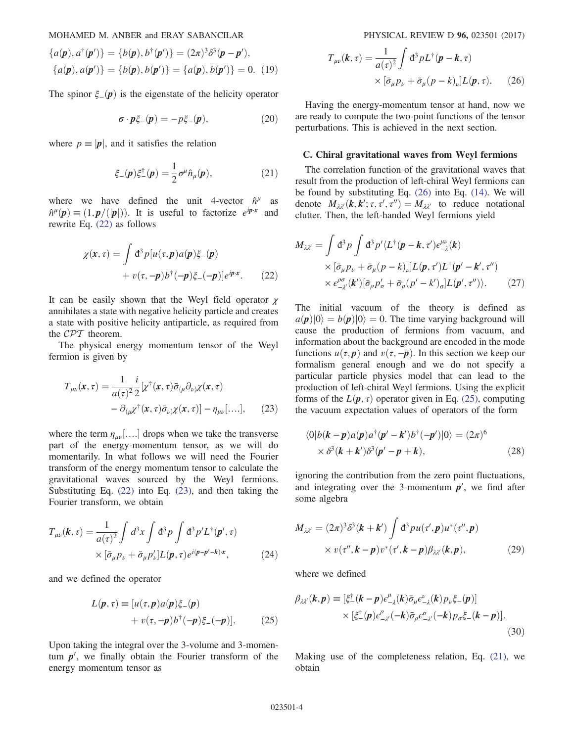$$\{a(\boldsymbol{p}), a^\dagger(\boldsymbol{p}')\} = \{b(\boldsymbol{p}), b^\dagger(\boldsymbol{p}')\} = (2\pi)^3\delta^3(\boldsymbol{p}-\boldsymbol{p}'),$$
$$\{a(\boldsymbol{p}), a(\boldsymbol{p}')\} = \{b(\boldsymbol{p}), b(\boldsymbol{p}')\} = \{a(\boldsymbol{p}), b(\boldsymbol{p}')\} = 0. \quad (19)$$

The spinor $\xi_-(\boldsymbol{p})$ is the eigenstate of the helicity operator

$$\boldsymbol{\sigma}\cdot\boldsymbol{p}\xi_-(\boldsymbol{p}) = -p\xi_-(\boldsymbol{p}), \quad (20)$$

where $p \equiv |\boldsymbol{p}|$, and it satisfies the relation

$$\xi_-(\boldsymbol{p})\xi_-^\dagger(\boldsymbol{p}) = \frac{1}{2}\sigma^\mu \hat{n}_\mu(\boldsymbol{p}), \quad (21)$$

where we have defined the unit 4-vector $\hat{n}^\mu$ as $\hat{n}^\mu(\boldsymbol{p}) \equiv (1, \boldsymbol{p}/(|\boldsymbol{p}|))$. It is useful to factorize $e^{i\boldsymbol{p}\cdot\boldsymbol{x}}$ and rewrite Eq. (22) as follows

$$\chi(\boldsymbol{x},\tau) = \int đ^3p[u(\tau,\boldsymbol{p})a(\boldsymbol{p})\xi_-(\boldsymbol{p}) + v(\tau,-\boldsymbol{p})b^\dagger(-\boldsymbol{p})\xi_-(-\boldsymbol{p})]e^{i\boldsymbol{p}\cdot\boldsymbol{x}}. \quad (22)$$

It can be easily shown that the Weyl field operator $\chi$ annihilates a state with negative helicity particle and creates a state with positive helicity antiparticle, as required from the $\mathcal{CPT}$ theorem.

The physical energy momentum tensor of the Weyl fermion is given by

$$T_{\mu\nu}(\boldsymbol{x},\tau) = \frac{1}{a(\tau)^2}\frac{i}{2}[\chi^\dagger(\boldsymbol{x},\tau)\bar{\sigma}_{(\mu}\partial_{\nu)}\chi(\boldsymbol{x},\tau) - \partial_{(\mu}\chi^\dagger(\boldsymbol{x},\tau)\bar{\sigma}_{\nu)}\chi(\boldsymbol{x},\tau)] - \eta_{\mu\nu}[....], \quad (23)$$

where the term $\eta_{\mu\nu}[....]$ drops when we take the transverse part of the energy-momentum tensor, as we will do momentarily. In what follows we will need the Fourier transform of the energy momentum tensor to calculate the gravitational waves sourced by the Weyl fermions. Substituting Eq. (22) into Eq. (23), and then taking the Fourier transform, we obtain

$$T_{\mu\nu}(\boldsymbol{k},\tau) = \frac{1}{a(\tau)^2}\int d^3x \int đ^3p \int đ^3p' L^\dagger(\boldsymbol{p}',\tau) \times [\bar{\sigma}_\mu p_\nu + \bar{\sigma}_\mu p'_\nu]L(\boldsymbol{p},\tau)e^{i(\boldsymbol{p}-\boldsymbol{p}'-\boldsymbol{k})\cdot\boldsymbol{x}}, \quad (24)$$

and we defined the operator

$$L(\boldsymbol{p},\tau) \equiv [u(\tau,\boldsymbol{p})a(\boldsymbol{p})\xi_-(\boldsymbol{p}) + v(\tau,-\boldsymbol{p})b^\dagger(-\boldsymbol{p})\xi_-(-\boldsymbol{p})]. \quad (25)$$

Upon taking the integral over the 3-volume and 3-momentum $\boldsymbol{p}'$, we finally obtain the Fourier transform of the energy momentum tensor as

$$T_{\mu\nu}(\boldsymbol{k},\tau) = \frac{1}{a(\tau)^2}\int đ^3p L^\dagger(\boldsymbol{p}-\boldsymbol{k},\tau) \times [\bar{\sigma}_\mu p_\nu + \bar{\sigma}_\mu(p-k)_\nu]L(\boldsymbol{p},\tau). \quad (26)$$

Having the energy-momentum tensor at hand, now we are ready to compute the two-point functions of the tensor perturbations. This is achieved in the next section.

### C. Chiral gravitational waves from Weyl fermions

The correlation function of the gravitational waves that result from the production of left-chiral Weyl fermions can be found by substituting Eq. (26) into Eq. (14). We will denote $M_{\lambda\lambda'}(\boldsymbol{k},\boldsymbol{k}';\tau,\tau',\tau'') = M_{\lambda\lambda'}$ to reduce notational clutter. Then, the left-handed Weyl fermions yield

$$M_{\lambda\lambda'} = \int đ^3p \int đ^3p' \langle L^\dagger(\boldsymbol{p}-\boldsymbol{k},\tau')\epsilon^{\mu\nu}_{-\lambda}(\boldsymbol{k}) \times [\bar{\sigma}_\mu p_\nu + \bar{\sigma}_\mu(p-k)_\nu]L(\boldsymbol{p},\tau')L^\dagger(\boldsymbol{p}'-\boldsymbol{k}',\tau'') \times \epsilon^{\rho\sigma}_{-\lambda'}(\boldsymbol{k}')[\bar{\sigma}_\rho p'_\sigma + \bar{\sigma}_\rho(p'-k')_\sigma]L(\boldsymbol{p}',\tau'')\rangle. \quad (27)$$

The initial vacuum of the theory is defined as $a(\boldsymbol{p})|0\rangle = b(\boldsymbol{p})|0\rangle = 0$. The time varying background will cause the production of fermions from vacuum, and information about the background are encoded in the mode functions $u(\tau,\boldsymbol{p})$ and $v(\tau,-\boldsymbol{p})$. In this section we keep our formalism general enough and we do not specify a particular particle physics model that can lead to the production of left-chiral Weyl fermions. Using the explicit forms of the $L(\boldsymbol{p},\tau)$ operator given in Eq. (25), computing the vacuum expectation values of operators of the form

$$\langle 0|b(\boldsymbol{k}-\boldsymbol{p})a(\boldsymbol{p})a^\dagger(\boldsymbol{p}'-\boldsymbol{k}')b^\dagger(-\boldsymbol{p}')|0\rangle = (2\pi)^6 \times \delta^3(\boldsymbol{k}+\boldsymbol{k}')\delta^3(\boldsymbol{p}'-\boldsymbol{p}+\boldsymbol{k}), \quad (28)$$

ignoring the contribution from the zero point fluctuations, and integrating over the 3-momentum $\boldsymbol{p}'$, we find after some algebra

$$M_{\lambda\lambda'} = (2\pi)^3\delta^3(\boldsymbol{k}+\boldsymbol{k}')\int đ^3p\, u(\tau',\boldsymbol{p})u^*(\tau'',\boldsymbol{p}) \times v(\tau'',\boldsymbol{k}-\boldsymbol{p})v^*(\tau',\boldsymbol{k}-\boldsymbol{p})\beta_{\lambda\lambda'}(\boldsymbol{k},\boldsymbol{p}), \quad (29)$$

where we defined

$$\beta_{\lambda\lambda'}(\boldsymbol{k},\boldsymbol{p}) \equiv [\xi_-^\dagger(\boldsymbol{k}-\boldsymbol{p})\epsilon^\mu_{-\lambda}(\boldsymbol{k})\bar{\sigma}_\mu\epsilon^\nu_{-\lambda}(\boldsymbol{k})p_\nu\xi_-(\boldsymbol{p})] \times [\xi_-^\dagger(\boldsymbol{p})\epsilon^\rho_{-\lambda'}(-\boldsymbol{k})\bar{\sigma}_\rho\epsilon^\sigma_{-\lambda'}(-\boldsymbol{k})p_\sigma\xi_-(\boldsymbol{k}-\boldsymbol{p})]. \quad (30)$$

Making use of the completeness relation, Eq. (21), we obtain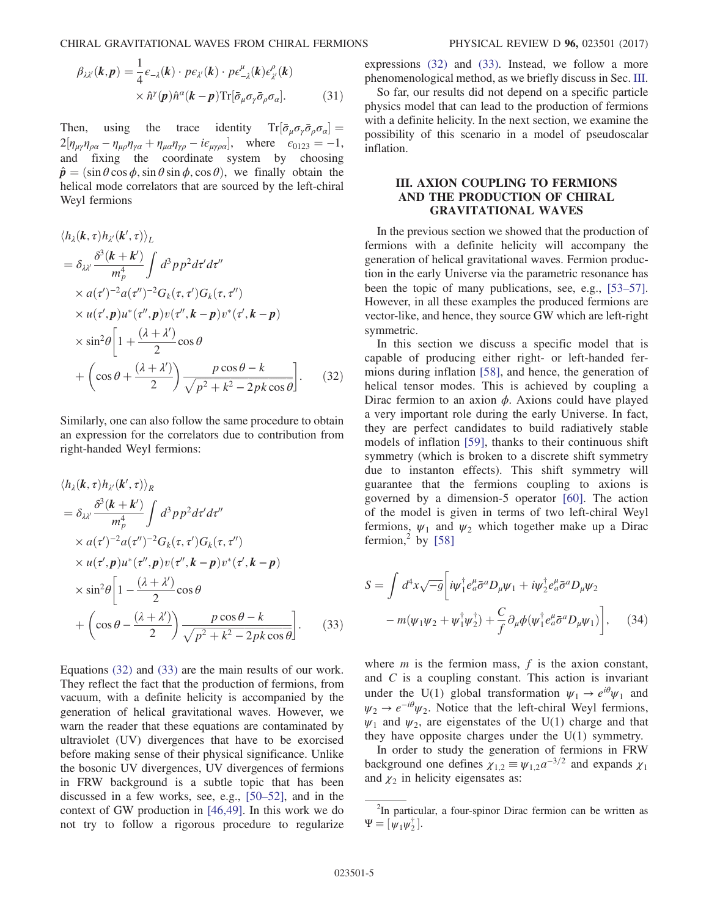$$\beta_{\lambda\lambda'}(\boldsymbol{k},\boldsymbol{p}) = \frac{1}{4}\epsilon_{-\lambda}(\boldsymbol{k})\cdot p\epsilon_{\lambda'}(\boldsymbol{k})\cdot p\epsilon^{\mu}_{-\lambda}(\boldsymbol{k})\epsilon^{\rho}_{\lambda'}(\boldsymbol{k}) \times \hat{n}^{\gamma}(\boldsymbol{p})\hat{n}^{\alpha}(\boldsymbol{k}-\boldsymbol{p})\mathrm{Tr}[\bar{\sigma}_{\mu}\sigma_{\gamma}\bar{\sigma}_{\rho}\sigma_{\alpha}]. \tag{31}$$

Then, using the trace identity $\mathrm{Tr}[\bar{\sigma}_{\mu}\sigma_{\gamma}\bar{\sigma}_{\rho}\sigma_{\alpha}] = 2[\eta_{\mu\gamma}\eta_{\rho\alpha} - \eta_{\mu\rho}\eta_{\gamma\alpha} + \eta_{\mu\alpha}\eta_{\gamma\rho} - i\epsilon_{\mu\gamma\rho\alpha}]$, where $\epsilon_{0123} = -1$, and fixing the coordinate system by choosing $\hat{\boldsymbol{p}} = (\sin\theta\cos\phi, \sin\theta\sin\phi, \cos\theta)$, we finally obtain the helical mode correlators that are sourced by the left-chiral Weyl fermions

$$\begin{aligned}
&\langle h_{\lambda}(\boldsymbol{k},\tau)h_{\lambda'}(\boldsymbol{k}',\tau)\rangle_L \\
&= \delta_{\lambda\lambda'}\frac{\delta^3(\boldsymbol{k}+\boldsymbol{k}')}{m_p^4}\int d^3p\,p^2 d\tau' d\tau'' \\
&\times a(\tau')^{-2}a(\tau'')^{-2}G_k(\tau,\tau')G_k(\tau,\tau'') \\
&\times u(\tau',\boldsymbol{p})u^*(\tau'',\boldsymbol{p})v(\tau'',\boldsymbol{k}-\boldsymbol{p})v^*(\tau',\boldsymbol{k}-\boldsymbol{p}) \\
&\times \sin^2\theta\left[1 + \frac{(\lambda+\lambda')}{2}\cos\theta \right. \\
&\left. + \left(\cos\theta + \frac{(\lambda+\lambda')}{2}\right)\frac{p\cos\theta - k}{\sqrt{p^2+k^2-2pk\cos\theta}}\right].
\end{aligned} \tag{32}$$

Similarly, one can also follow the same procedure to obtain an expression for the correlators due to contribution from right-handed Weyl fermions:

$$\begin{aligned}
&\langle h_{\lambda}(\boldsymbol{k},\tau)h_{\lambda'}(\boldsymbol{k}',\tau)\rangle_R \\
&= \delta_{\lambda\lambda'}\frac{\delta^3(\boldsymbol{k}+\boldsymbol{k}')}{m_p^4}\int d^3p\,p^2 d\tau' d\tau'' \\
&\times a(\tau')^{-2}a(\tau'')^{-2}G_k(\tau,\tau')G_k(\tau,\tau'') \\
&\times u(\tau',\boldsymbol{p})u^*(\tau'',\boldsymbol{p})v(\tau'',\boldsymbol{k}-\boldsymbol{p})v^*(\tau',\boldsymbol{k}-\boldsymbol{p}) \\
&\times \sin^2\theta\left[1 - \frac{(\lambda+\lambda')}{2}\cos\theta \right. \\
&\left. + \left(\cos\theta - \frac{(\lambda+\lambda')}{2}\right)\frac{p\cos\theta - k}{\sqrt{p^2+k^2-2pk\cos\theta}}\right].
\end{aligned} \tag{33}$$

Equations (32) and (33) are the main results of our work. They reflect the fact that the production of fermions, from vacuum, with a definite helicity is accompanied by the generation of helical gravitational waves. However, we warn the reader that these equations are contaminated by ultraviolet (UV) divergences that have to be exorcised before making sense of their physical significance. Unlike the bosonic UV divergences, UV divergences of fermions in FRW background is a subtle topic that has been discussed in a few works, see, e.g., [50–52], and in the context of GW production in [46,49]. In this work we do not try to follow a rigorous procedure to regularize expressions (32) and (33). Instead, we follow a more phenomenological method, as we briefly discuss in Sec. III.

So far, our results did not depend on a specific particle physics model that can lead to the production of fermions with a definite helicity. In the next section, we examine the possibility of this scenario in a model of pseudoscalar inflation.

## III. AXION COUPLING TO FERMIONS AND THE PRODUCTION OF CHIRAL GRAVITATIONAL WAVES

In the previous section we showed that the production of fermions with a definite helicity will accompany the generation of helical gravitational waves. Fermion production in the early Universe via the parametric resonance has been the topic of many publications, see, e.g., [53–57]. However, in all these examples the produced fermions are vector-like, and hence, they source GW which are left-right symmetric.

In this section we discuss a specific model that is capable of producing either right- or left-handed fermions during inflation [58], and hence, the generation of helical tensor modes. This is achieved by coupling a Dirac fermion to an axion $\phi$. Axions could have played a very important role during the early Universe. In fact, they are perfect candidates to build radiatively stable models of inflation [59], thanks to their continuous shift symmetry (which is broken to a discrete shift symmetry due to instanton effects). This shift symmetry will guarantee that the fermions coupling to axions is governed by a dimension-5 operator [60]. The action of the model is given in terms of two left-chiral Weyl fermions, $\psi_1$ and $\psi_2$ which together make up a Dirac fermion,[2] by [58]

$$S = \int d^4x\sqrt{-g}\left[i\psi_1^{\dagger}e^{\mu}_{a}\bar{\sigma}^{a}D_{\mu}\psi_1 + i\psi_2^{\dagger}e^{\mu}_{a}\bar{\sigma}^{a}D_{\mu}\psi_2 - m(\psi_1\psi_2 + \psi_1^{\dagger}\psi_2^{\dagger}) + \frac{C}{f}\partial_{\mu}\phi(\psi_1^{\dagger}e^{\mu}_{a}\bar{\sigma}^{a}D_{\mu}\psi_1)\right], \tag{34}$$

where $m$ is the fermion mass, $f$ is the axion constant, and $C$ is a coupling constant. This action is invariant under the U(1) global transformation $\psi_1 \to e^{i\theta}\psi_1$ and $\psi_2 \to e^{-i\theta}\psi_2$. Notice that the left-chiral Weyl fermions, $\psi_1$ and $\psi_2$, are eigenstates of the U(1) charge and that they have opposite charges under the U(1) symmetry.

In order to study the generation of fermions in FRW background one defines $\chi_{1,2} \equiv \psi_{1,2}a^{-3/2}$ and expands $\chi_1$ and $\chi_2$ in helicity eigensates as:

[2] In particular, a four-spinor Dirac fermion can be written as $\Psi \equiv [\psi_1\psi_2^{\dagger}]$.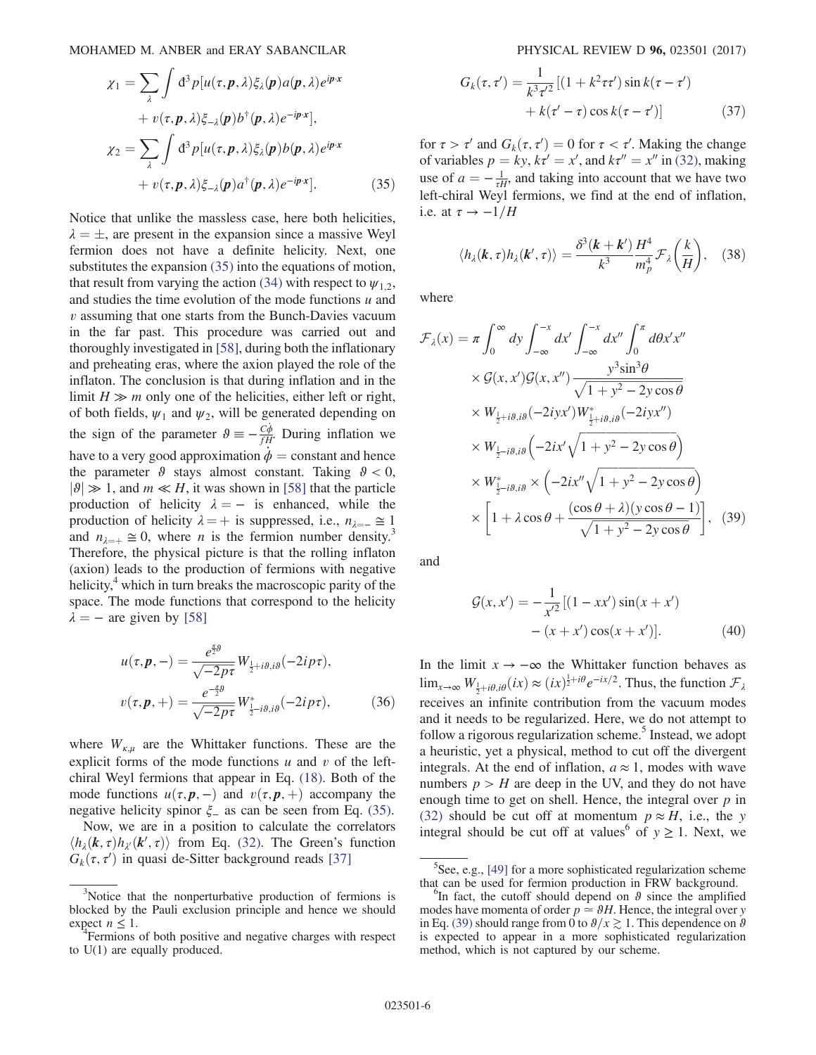$$
\begin{aligned}
\chi_1 = \sum_\lambda \int đ^3 p [&u(\tau, \boldsymbol{p}, \lambda)\xi_\lambda(\boldsymbol{p}) a(\boldsymbol{p}, \lambda) e^{i\boldsymbol{p}\cdot\boldsymbol{x}} \\
&+ v(\tau, \boldsymbol{p}, \lambda)\xi_{-\lambda}(\boldsymbol{p}) b^\dagger(\boldsymbol{p}, \lambda) e^{-i\boldsymbol{p}\cdot\boldsymbol{x}}], \\
\chi_2 = \sum_\lambda \int đ^3 p [&u(\tau, \boldsymbol{p}, \lambda)\xi_\lambda(\boldsymbol{p}) b(\boldsymbol{p}, \lambda) e^{i\boldsymbol{p}\cdot\boldsymbol{x}} \\
&+ v(\tau, \boldsymbol{p}, \lambda)\xi_{-\lambda}(\boldsymbol{p}) a^\dagger(\boldsymbol{p}, \lambda) e^{-i\boldsymbol{p}\cdot\boldsymbol{x}}]. \qquad (35)
\end{aligned}
$$

Notice that unlike the massless case, here both helicities, $\lambda = \pm$, are present in the expansion since a massive Weyl fermion does not have a definite helicity. Next, one substitutes the expansion (35) into the equations of motion, that result from varying the action (34) with respect to $\psi_{1,2}$, and studies the time evolution of the mode functions $u$ and $v$ assuming that one starts from the Bunch-Davies vacuum in the far past. This procedure was carried out and thoroughly investigated in [58], during both the inflationary and preheating eras, where the axion played the role of the inflaton. The conclusion is that during inflation and in the limit $H \gg m$ only one of the helicities, either left or right, of both fields, $\psi_1$ and $\psi_2$, will be generated depending on the sign of the parameter $\vartheta \equiv -\frac{C\dot{\phi}}{fH}$. During inflation we have to a very good approximation $\dot{\phi} =$ constant and hence the parameter $\vartheta$ stays almost constant. Taking $\vartheta < 0$, $|\vartheta| \gg 1$, and $m \ll H$, it was shown in [58] that the particle production of helicity $\lambda = -$ is enhanced, while the production of helicity $\lambda = +$ is suppressed, i.e., $n_{\lambda=-} \cong 1$ and $n_{\lambda=+} \cong 0$, where $n$ is the fermion number density.[3] Therefore, the physical picture is that the rolling inflaton (axion) leads to the production of fermions with negative helicity,[4] which in turn breaks the macroscopic parity of the space. The mode functions that correspond to the helicity $\lambda = -$ are given by [58]

$$
\begin{aligned}
u(\tau, \boldsymbol{p}, -) &= \frac{e^{\frac{\pi}{2}\vartheta}}{\sqrt{-2p\tau}} W_{\frac{1}{2}+i\vartheta, i\vartheta}(-2ip\tau), \\
v(\tau, \boldsymbol{p}, +) &= \frac{e^{-\frac{\pi}{2}\vartheta}}{\sqrt{-2p\tau}} W^*_{\frac{1}{2}-i\vartheta, i\vartheta}(-2ip\tau), \qquad (36)
\end{aligned}
$$

where $W_{\kappa,\mu}$ are the Whittaker functions. These are the explicit forms of the mode functions $u$ and $v$ of the left-chiral Weyl fermions that appear in Eq. (18). Both of the mode functions $u(\tau, \boldsymbol{p}, -)$ and $v(\tau, \boldsymbol{p}, +)$ accompany the negative helicity spinor $\xi_-$ as can be seen from Eq. (35).

Now, we are in a position to calculate the correlators $\langle h_\lambda(\boldsymbol{k}, \tau) h_{\lambda'}(\boldsymbol{k}', \tau)\rangle$ from Eq. (32). The Green's function $G_k(\tau, \tau')$ in quasi de-Sitter background reads [37]

$$
\begin{aligned}
G_k(\tau, \tau') = \frac{1}{k^3 \tau'^2} [&(1 + k^2 \tau\tau') \sin k(\tau - \tau') \\
&+ k(\tau' - \tau) \cos k(\tau - \tau')] \qquad (37)
\end{aligned}
$$

for $\tau > \tau'$ and $G_k(\tau, \tau') = 0$ for $\tau < \tau'$. Making the change of variables $p = ky$, $k\tau' = x'$, and $k\tau'' = x''$ in (32), making use of $a = -\frac{1}{\tau H}$, and taking into account that we have two left-chiral Weyl fermions, we find at the end of inflation, i.e. at $\tau \to -1/H$

$$
\langle h_\lambda(\boldsymbol{k}, \tau) h_\lambda(\boldsymbol{k}', \tau)\rangle = \frac{\delta^3(\boldsymbol{k} + \boldsymbol{k}')}{k^3} \frac{H^4}{m_p^4} \mathcal{F}_\lambda\left(\frac{k}{H}\right), \quad (38)
$$

where

$$
\begin{aligned}
\mathcal{F}_\lambda(x) = \pi &\int_0^\infty dy \int_{-\infty}^{-x} dx' \int_{-\infty}^{-x} dx'' \int_0^\pi d\theta x' x'' \\
&\times \mathcal{G}(x, x') \mathcal{G}(x, x'') \frac{y^3 \sin^3\theta}{\sqrt{1 + y^2 - 2y\cos\theta}} \\
&\times W_{\frac{1}{2}+i\vartheta, i\vartheta}(-2iyx') W^*_{\frac{1}{2}+i\vartheta, i\vartheta}(-2iyx'') \\
&\times W_{\frac{1}{2}-i\vartheta, i\vartheta}\left(-2ix'\sqrt{1 + y^2 - 2y\cos\theta}\right) \\
&\times W^*_{\frac{1}{2}-i\vartheta, i\vartheta} \times \left(-2ix''\sqrt{1 + y^2 - 2y\cos\theta}\right) \\
&\times \left[1 + \lambda\cos\theta + \frac{(\cos\theta + \lambda)(y\cos\theta - 1)}{\sqrt{1 + y^2 - 2y\cos\theta}}\right], \quad (39)
\end{aligned}
$$

and

$$
\begin{aligned}
\mathcal{G}(x, x') = -\frac{1}{x'^2} [&(1 - xx') \sin(x + x') \\
&- (x + x') \cos(x + x')]. \qquad (40)
\end{aligned}
$$

In the limit $x \to -\infty$ the Whittaker function behaves as $\lim_{x\to\infty} W_{\frac{1}{2}+i\vartheta, i\vartheta}(ix) \approx (ix)^{\frac{1}{2}+i\vartheta} e^{-ix/2}$. Thus, the function $\mathcal{F}_\lambda$ receives an infinite contribution from the vacuum modes and it needs to be regularized. Here, we do not attempt to follow a rigorous regularization scheme.[5] Instead, we adopt a heuristic, yet a physical, method to cut off the divergent integrals. At the end of inflation, $a \approx 1$, modes with wave numbers $p > H$ are deep in the UV, and they do not have enough time to get on shell. Hence, the integral over $p$ in (32) should be cut off at momentum $p \approx H$, i.e., the $y$ integral should be cut off at values[6] of $y \geq 1$. Next, we

---

[3] Notice that the nonperturbative production of fermions is blocked by the Pauli exclusion principle and hence we should expect $n \lesssim 1$.

[4] Fermions of both positive and negative charges with respect to U(1) are equally produced.

[5] See, e.g., [49] for a more sophisticated regularization scheme that can be used for fermion production in FRW background.

[6] In fact, the cutoff should depend on $\vartheta$ since the amplified modes have momenta of order $p \simeq \vartheta H$. Hence, the integral over $y$ in Eq. (39) should range from 0 to $\vartheta / x \gtrsim 1$. This dependence on $\vartheta$ is expected to appear in a more sophisticated regularization method, which is not captured by our scheme.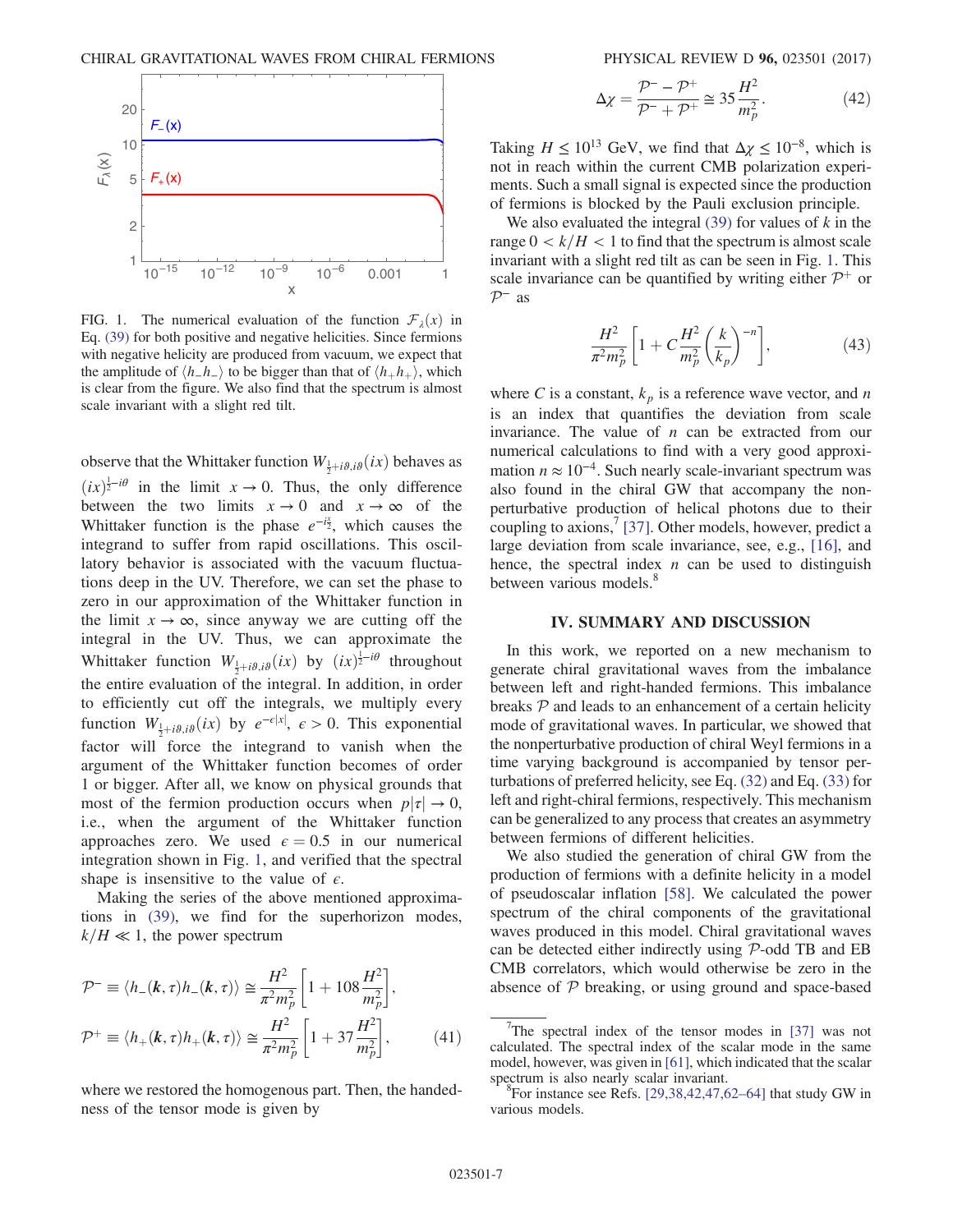FIG. 1. The numerical evaluation of the function $\mathcal{F}_\lambda(x)$ in Eq. (39) for both positive and negative helicities. Since fermions with negative helicity are produced from vacuum, we expect that the amplitude of $\langle h_- h_- \rangle$ to be bigger than that of $\langle h_+ h_+ \rangle$, which is clear from the figure. We also find that the spectrum is almost scale invariant with a slight red tilt.

observe that the Whittaker function $W_{\frac{1}{2}+i\vartheta,i\vartheta}(ix)$ behaves as $(ix)^{\frac{1}{2}-i\theta}$ in the limit $x \to 0$. Thus, the only difference between the two limits $x \to 0$ and $x \to \infty$ of the Whittaker function is the phase $e^{-i\frac{x}{2}}$, which causes the integrand to suffer from rapid oscillations. This oscillatory behavior is associated with the vacuum fluctuations deep in the UV. Therefore, we can set the phase to zero in our approximation of the Whittaker function in the limit $x \to \infty$, since anyway we are cutting off the integral in the UV. Thus, we can approximate the Whittaker function $W_{\frac{1}{2}+i\vartheta,i\vartheta}(ix)$ by $(ix)^{\frac{1}{2}-i\theta}$ throughout the entire evaluation of the integral. In addition, in order to efficiently cut off the integrals, we multiply every function $W_{\frac{1}{2}+i\vartheta,i\vartheta}(ix)$ by $e^{-\epsilon|x|}$, $\epsilon > 0$. This exponential factor will force the integrand to vanish when the argument of the Whittaker function becomes of order 1 or bigger. After all, we know on physical grounds that most of the fermion production occurs when $p|\tau| \to 0$, i.e., when the argument of the Whittaker function approaches zero. We used $\epsilon = 0.5$ in our numerical integration shown in Fig. 1, and verified that the spectral shape is insensitive to the value of $\epsilon$.

Making the series of the above mentioned approximations in (39), we find for the superhorizon modes, $k/H \ll 1$, the power spectrum

$$
\mathcal{P}^- \equiv \langle h_-(\boldsymbol{k},\tau) h_-(\boldsymbol{k},\tau)\rangle \cong \frac{H^2}{\pi^2 m_p^2}\left[1 + 108\frac{H^2}{m_p^2}\right],
$$

$$
\mathcal{P}^+ \equiv \langle h_+(\boldsymbol{k},\tau) h_+(\boldsymbol{k},\tau)\rangle \cong \frac{H^2}{\pi^2 m_p^2}\left[1 + 37\frac{H^2}{m_p^2}\right], \tag{41}
$$

where we restored the homogenous part. Then, the handedness of the tensor mode is given by

$$
\Delta\chi = \frac{\mathcal{P}^- - \mathcal{P}^+}{\mathcal{P}^- + \mathcal{P}^+} \cong 35\frac{H^2}{m_p^2}. \tag{42}
$$

Taking $H \leq 10^{13}$ GeV, we find that $\Delta\chi \leq 10^{-8}$, which is not in reach within the current CMB polarization experiments. Such a small signal is expected since the production of fermions is blocked by the Pauli exclusion principle.

We also evaluated the integral (39) for values of $k$ in the range $0 < k/H < 1$ to find that the spectrum is almost scale invariant with a slight red tilt as can be seen in Fig. 1. This scale invariance can be quantified by writing either $\mathcal{P}^+$ or $\mathcal{P}^-$ as

$$
\frac{H^2}{\pi^2 m_p^2}\left[1 + C\frac{H^2}{m_p^2}\left(\frac{k}{k_p}\right)^{-n}\right], \tag{43}
$$

where $C$ is a constant, $k_p$ is a reference wave vector, and $n$ is an index that quantifies the deviation from scale invariance. The value of $n$ can be extracted from our numerical calculations to find with a very good approximation $n \approx 10^{-4}$. Such nearly scale-invariant spectrum was also found in the chiral GW that accompany the nonperturbative production of helical photons due to their coupling to axions,[7] [37]. Other models, however, predict a large deviation from scale invariance, see, e.g., [16], and hence, the spectral index $n$ can be used to distinguish between various models.[8]

## IV. SUMMARY AND DISCUSSION

In this work, we reported on a new mechanism to generate chiral gravitational waves from the imbalance between left and right-handed fermions. This imbalance breaks $\mathcal{P}$ and leads to an enhancement of a certain helicity mode of gravitational waves. In particular, we showed that the nonperturbative production of chiral Weyl fermions in a time varying background is accompanied by tensor perturbations of preferred helicity, see Eq. (32) and Eq. (33) for left and right-chiral fermions, respectively. This mechanism can be generalized to any process that creates an asymmetry between fermions of different helicities.

We also studied the generation of chiral GW from the production of fermions with a definite helicity in a model of pseudoscalar inflation [58]. We calculated the power spectrum of the chiral components of the gravitational waves produced in this model. Chiral gravitational waves can be detected either indirectly using $\mathcal{P}$-odd TB and EB CMB correlators, which would otherwise be zero in the absence of $\mathcal{P}$ breaking, or using ground and space-based

[7] The spectral index of the tensor modes in [37] was not calculated. The spectral index of the scalar mode in the same model, however, was given in [61], which indicated that the scalar spectrum is also nearly scalar invariant.

[8] For instance see Refs. [29,38,42,47,62–64] that study GW in various models.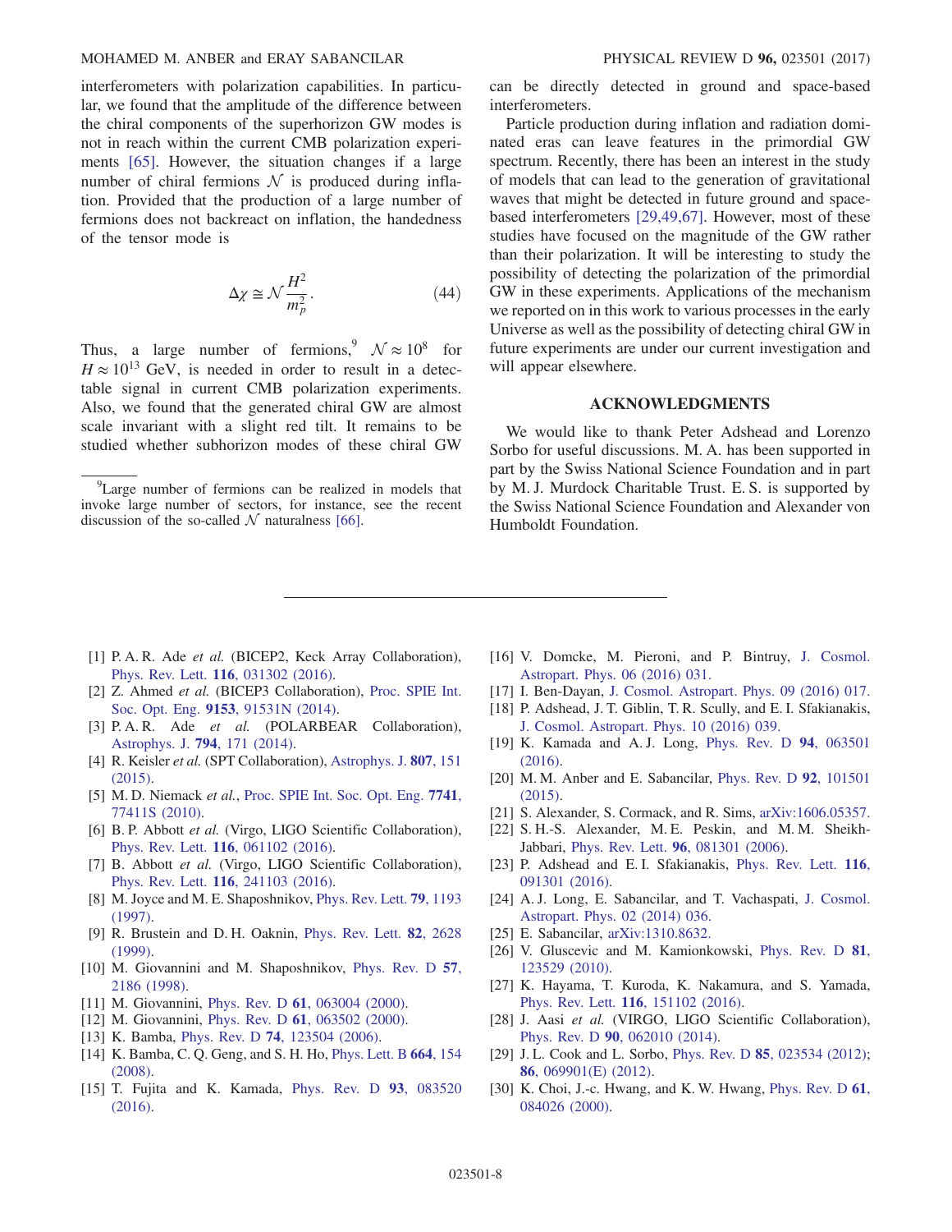interferometers with polarization capabilities. In particular, we found that the amplitude of the difference between the chiral components of the superhorizon GW modes is not in reach within the current CMB polarization experiments [65]. However, the situation changes if a large number of chiral fermions $\mathcal{N}$ is produced during inflation. Provided that the production of a large number of fermions does not backreact on inflation, the handedness of the tensor mode is

$$\Delta\chi \cong \mathcal{N}\frac{H^2}{m_p^2}. \tag{44}$$

Thus, a large number of fermions,[9] $\mathcal{N} \approx 10^8$ for $H \approx 10^{13}$ GeV, is needed in order to result in a detectable signal in current CMB polarization experiments. Also, we found that the generated chiral GW are almost scale invariant with a slight red tilt. It remains to be studied whether subhorizon modes of these chiral GW can be directly detected in ground and space-based interferometers.

[9] Large number of fermions can be realized in models that invoke large number of sectors, for instance, see the recent discussion of the so-called $\mathcal{N}$ naturalness [66].

Particle production during inflation and radiation dominated eras can leave features in the primordial GW spectrum. Recently, there has been an interest in the study of models that can lead to the generation of gravitational waves that might be detected in future ground and space-based interferometers [29,49,67]. However, most of these studies have focused on the magnitude of the GW rather than their polarization. It will be interesting to study the possibility of detecting the polarization of the primordial GW in these experiments. Applications of the mechanism we reported on in this work to various processes in the early Universe as well as the possibility of detecting chiral GW in future experiments are under our current investigation and will appear elsewhere.

## ACKNOWLEDGMENTS

We would like to thank Peter Adshead and Lorenzo Sorbo for useful discussions. M. A. has been supported in part by the Swiss National Science Foundation and in part by M. J. Murdock Charitable Trust. E. S. is supported by the Swiss National Science Foundation and Alexander von Humboldt Foundation.

---

[1] P. A. R. Ade *et al.* (BICEP2, Keck Array Collaboration), Phys. Rev. Lett. **116**, 031302 (2016).

[2] Z. Ahmed *et al.* (BICEP3 Collaboration), Proc. SPIE Int. Soc. Opt. Eng. **9153**, 91531N (2014).

[3] P. A. R. Ade *et al.* (POLARBEAR Collaboration), Astrophys. J. **794**, 171 (2014).

[4] R. Keisler *et al.* (SPT Collaboration), Astrophys. J. **807**, 151 (2015).

[5] M. D. Niemack *et al.*, Proc. SPIE Int. Soc. Opt. Eng. **7741**, 77411S (2010).

[6] B. P. Abbott *et al.* (Virgo, LIGO Scientific Collaboration), Phys. Rev. Lett. **116**, 061102 (2016).

[7] B. Abbott *et al.* (Virgo, LIGO Scientific Collaboration), Phys. Rev. Lett. **116**, 241103 (2016).

[8] M. Joyce and M. E. Shaposhnikov, Phys. Rev. Lett. **79**, 1193 (1997).

[9] R. Brustein and D. H. Oaknin, Phys. Rev. Lett. **82**, 2628 (1999).

[10] M. Giovannini and M. Shaposhnikov, Phys. Rev. D **57**, 2186 (1998).

[11] M. Giovannini, Phys. Rev. D **61**, 063004 (2000).

[12] M. Giovannini, Phys. Rev. D **61**, 063502 (2000).

[13] K. Bamba, Phys. Rev. D **74**, 123504 (2006).

[14] K. Bamba, C. Q. Geng, and S. H. Ho, Phys. Lett. B **664**, 154 (2008).

[15] T. Fujita and K. Kamada, Phys. Rev. D **93**, 083520 (2016).

[16] V. Domcke, M. Pieroni, and P. Bintruy, J. Cosmol. Astropart. Phys. 06 (2016) 031.

[17] I. Ben-Dayan, J. Cosmol. Astropart. Phys. 09 (2016) 017.

[18] P. Adshead, J. T. Giblin, T. R. Scully, and E. I. Sfakianakis, J. Cosmol. Astropart. Phys. 10 (2016) 039.

[19] K. Kamada and A. J. Long, Phys. Rev. D **94**, 063501 (2016).

[20] M. M. Anber and E. Sabancilar, Phys. Rev. D **92**, 101501 (2015).

[21] S. Alexander, S. Cormack, and R. Sims, arXiv:1606.05357.

[22] S. H.-S. Alexander, M. E. Peskin, and M. M. Sheikh-Jabbari, Phys. Rev. Lett. **96**, 081301 (2006).

[23] P. Adshead and E. I. Sfakianakis, Phys. Rev. Lett. **116**, 091301 (2016).

[24] A. J. Long, E. Sabancilar, and T. Vachaspati, J. Cosmol. Astropart. Phys. 02 (2014) 036.

[25] E. Sabancilar, arXiv:1310.8632.

[26] V. Gluscevic and M. Kamionkowski, Phys. Rev. D **81**, 123529 (2010).

[27] K. Hayama, T. Kuroda, K. Nakamura, and S. Yamada, Phys. Rev. Lett. **116**, 151102 (2016).

[28] J. Aasi *et al.* (VIRGO, LIGO Scientific Collaboration), Phys. Rev. D **90**, 062010 (2014).

[29] J. L. Cook and L. Sorbo, Phys. Rev. D **85**, 023534 (2012); **86**, 069901(E) (2012).

[30] K. Choi, J.-c. Hwang, and K. W. Hwang, Phys. Rev. D **61**, 084026 (2000).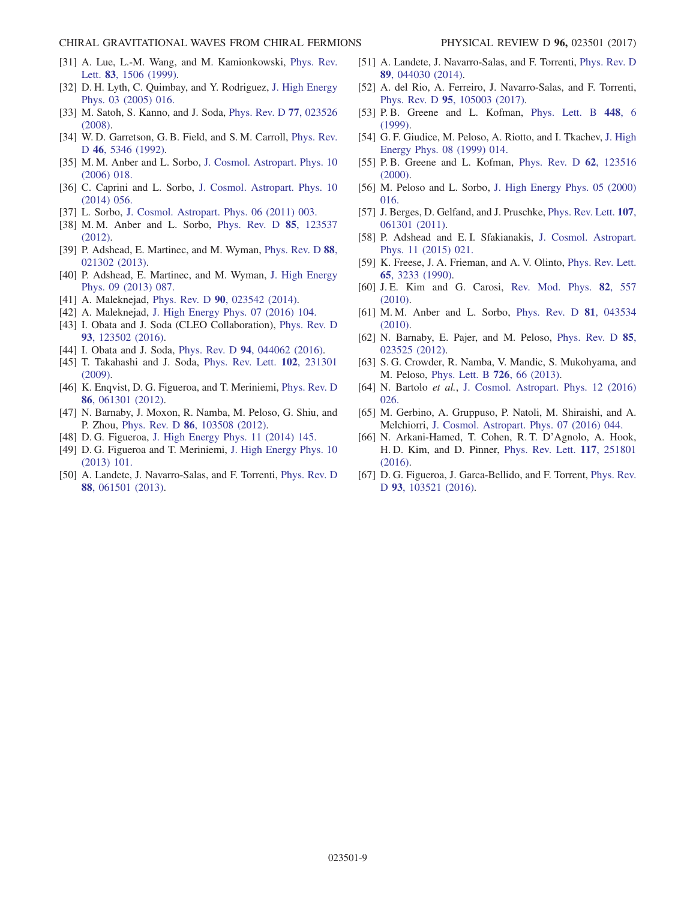[31] A. Lue, L.-M. Wang, and M. Kamionkowski, Phys. Rev. Lett. **83**, 1506 (1999).

[32] D. H. Lyth, C. Quimbay, and Y. Rodriguez, J. High Energy Phys. 03 (2005) 016.

[33] M. Satoh, S. Kanno, and J. Soda, Phys. Rev. D **77**, 023526 (2008).

[34] W. D. Garretson, G. B. Field, and S. M. Carroll, Phys. Rev. D **46**, 5346 (1992).

[35] M. M. Anber and L. Sorbo, J. Cosmol. Astropart. Phys. 10 (2006) 018.

[36] C. Caprini and L. Sorbo, J. Cosmol. Astropart. Phys. 10 (2014) 056.

[37] L. Sorbo, J. Cosmol. Astropart. Phys. 06 (2011) 003.

[38] M. M. Anber and L. Sorbo, Phys. Rev. D **85**, 123537 (2012).

[39] P. Adshead, E. Martinec, and M. Wyman, Phys. Rev. D **88**, 021302 (2013).

[40] P. Adshead, E. Martinec, and M. Wyman, J. High Energy Phys. 09 (2013) 087.

[41] A. Maleknejad, Phys. Rev. D **90**, 023542 (2014).

[42] A. Maleknejad, J. High Energy Phys. 07 (2016) 104.

[43] I. Obata and J. Soda (CLEO Collaboration), Phys. Rev. D **93**, 123502 (2016).

[44] I. Obata and J. Soda, Phys. Rev. D **94**, 044062 (2016).

[45] T. Takahashi and J. Soda, Phys. Rev. Lett. **102**, 231301 (2009).

[46] K. Enqvist, D. G. Figueroa, and T. Meriniemi, Phys. Rev. D **86**, 061301 (2012).

[47] N. Barnaby, J. Moxon, R. Namba, M. Peloso, G. Shiu, and P. Zhou, Phys. Rev. D **86**, 103508 (2012).

[48] D. G. Figueroa, J. High Energy Phys. 11 (2014) 145.

[49] D. G. Figueroa and T. Meriniemi, J. High Energy Phys. 10 (2013) 101.

[50] A. Landete, J. Navarro-Salas, and F. Torrenti, Phys. Rev. D **88**, 061501 (2013).

[51] A. Landete, J. Navarro-Salas, and F. Torrenti, Phys. Rev. D **89**, 044030 (2014).

[52] A. del Rio, A. Ferreiro, J. Navarro-Salas, and F. Torrenti, Phys. Rev. D **95**, 105003 (2017).

[53] P. B. Greene and L. Kofman, Phys. Lett. B **448**, 6 (1999).

[54] G. F. Giudice, M. Peloso, A. Riotto, and I. Tkachev, J. High Energy Phys. 08 (1999) 014.

[55] P. B. Greene and L. Kofman, Phys. Rev. D **62**, 123516 (2000).

[56] M. Peloso and L. Sorbo, J. High Energy Phys. 05 (2000) 016.

[57] J. Berges, D. Gelfand, and J. Pruschke, Phys. Rev. Lett. **107**, 061301 (2011).

[58] P. Adshead and E. I. Sfakianakis, J. Cosmol. Astropart. Phys. 11 (2015) 021.

[59] K. Freese, J. A. Frieman, and A. V. Olinto, Phys. Rev. Lett. **65**, 3233 (1990).

[60] J. E. Kim and G. Carosi, Rev. Mod. Phys. **82**, 557 (2010).

[61] M. M. Anber and L. Sorbo, Phys. Rev. D **81**, 043534 (2010).

[62] N. Barnaby, E. Pajer, and M. Peloso, Phys. Rev. D **85**, 023525 (2012).

[63] S. G. Crowder, R. Namba, V. Mandic, S. Mukohyama, and M. Peloso, Phys. Lett. B **726**, 66 (2013).

[64] N. Bartolo *et al.*, J. Cosmol. Astropart. Phys. 12 (2016) 026.

[65] M. Gerbino, A. Gruppuso, P. Natoli, M. Shiraishi, and A. Melchiorri, J. Cosmol. Astropart. Phys. 07 (2016) 044.

[66] N. Arkani-Hamed, T. Cohen, R. T. D'Agnolo, A. Hook, H. D. Kim, and D. Pinner, Phys. Rev. Lett. **117**, 251801 (2016).

[67] D. G. Figueroa, J. Garca-Bellido, and F. Torrent, Phys. Rev. D **93**, 103521 (2016).